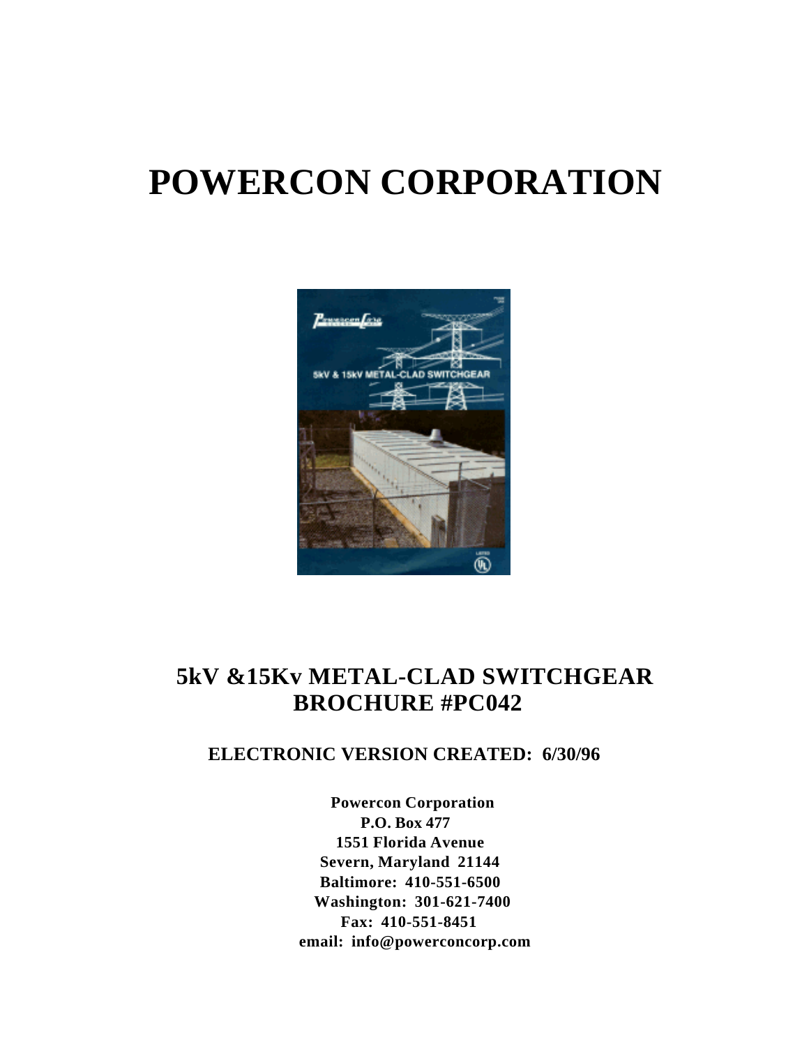# POWERCON CORPORATION

## 5kV &15Kv METAL-CLAD SWITCHGEAR BROCHURE #PC042

**ELECTRONIC VERSION CREATED: 6/30/96**

**Powercon Corporation**
**P.O. Box 477**
**1551 Florida Avenue**
**Severn, Maryland 21144**
**Baltimore: 410-551-6500**
**Washington: 301-621-7400**
**Fax: 410-551-8451**
**email: info@powerconcorp.com**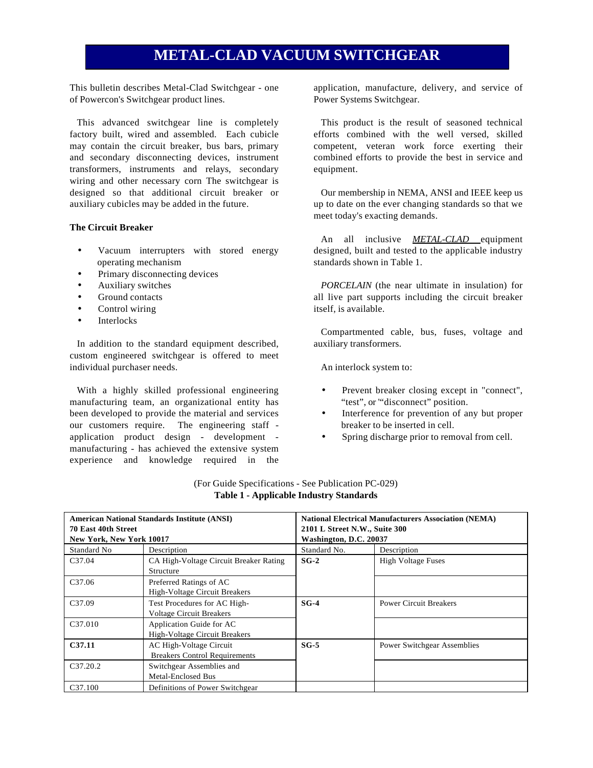# METAL-CLAD VACUUM SWITCHGEAR

This bulletin describes Metal-Clad Switchgear - one of Powercon's Switchgear product lines.

This advanced switchgear line is completely factory built, wired and assembled. Each cubicle may contain the circuit breaker, bus bars, primary and secondary disconnecting devices, instrument transformers, instruments and relays, secondary wiring and other necessary corn The switchgear is designed so that additional circuit breaker or auxiliary cubicles may be added in the future.

**The Circuit Breaker**

- Vacuum interrupters with stored energy operating mechanism
- Primary disconnecting devices
- Auxiliary switches
- Ground contacts
- Control wiring
- Interlocks

In addition to the standard equipment described, custom engineered switchgear is offered to meet individual purchaser needs.

With a highly skilled professional engineering manufacturing team, an organizational entity has been developed to provide the material and services our customers require. The engineering staff - application product design - development - manufacturing - has achieved the extensive system experience and knowledge required in the application, manufacture, delivery, and service of Power Systems Switchgear.

This product is the result of seasoned technical efforts combined with the well versed, skilled competent, veteran work force exerting their combined efforts to provide the best in service and equipment.

Our membership in NEMA, ANSI and IEEE keep us up to date on the ever changing standards so that we meet today's exacting demands.

An all inclusive ***METAL-CLAD*** equipment designed, built and tested to the applicable industry standards shown in Table 1.

*PORCELAIN* (the near ultimate in insulation) for all live part supports including the circuit breaker itself, is available.

Compartmented cable, bus, fuses, voltage and auxiliary transformers.

An interlock system to:

- Prevent breaker closing except in "connect", "test", or '"disconnect" position.
- Interference for prevention of any but proper breaker to be inserted in cell.
- Spring discharge prior to removal from cell.

(For Guide Specifications - See Publication PC-029)

**Table 1 - Applicable Industry Standards**

| **American National Standards Institute (ANSI)<br>70 East 40th Street<br>New York, New York 10017** | | **National Electrical Manufacturers Association (NEMA)<br>2101 L Street N.W., Suite 300<br>Washington, D.C. 20037** | |
|---|---|---|---|
| Standard No | Description | Standard No. | Description |
| C37.04 | CA High-Voltage Circuit Breaker Rating Structure | **SG-2** | High Voltage Fuses |
| C37.06 | Preferred Ratings of AC High-Voltage Circuit Breakers | | |
| C37.09 | Test Procedures for AC High-Voltage Circuit Breakers | **SG-4** | Power Circuit Breakers |
| C37.010 | Application Guide for AC High-Voltage Circuit Breakers | | |
| **C37.11** | AC High-Voltage Circuit Breakers Control Requirements | **SG-5** | Power Switchgear Assemblies |
| C37.20.2 | Switchgear Assemblies and Metal-Enclosed Bus | | |
| C37.100 | Definitions of Power Switchgear | | |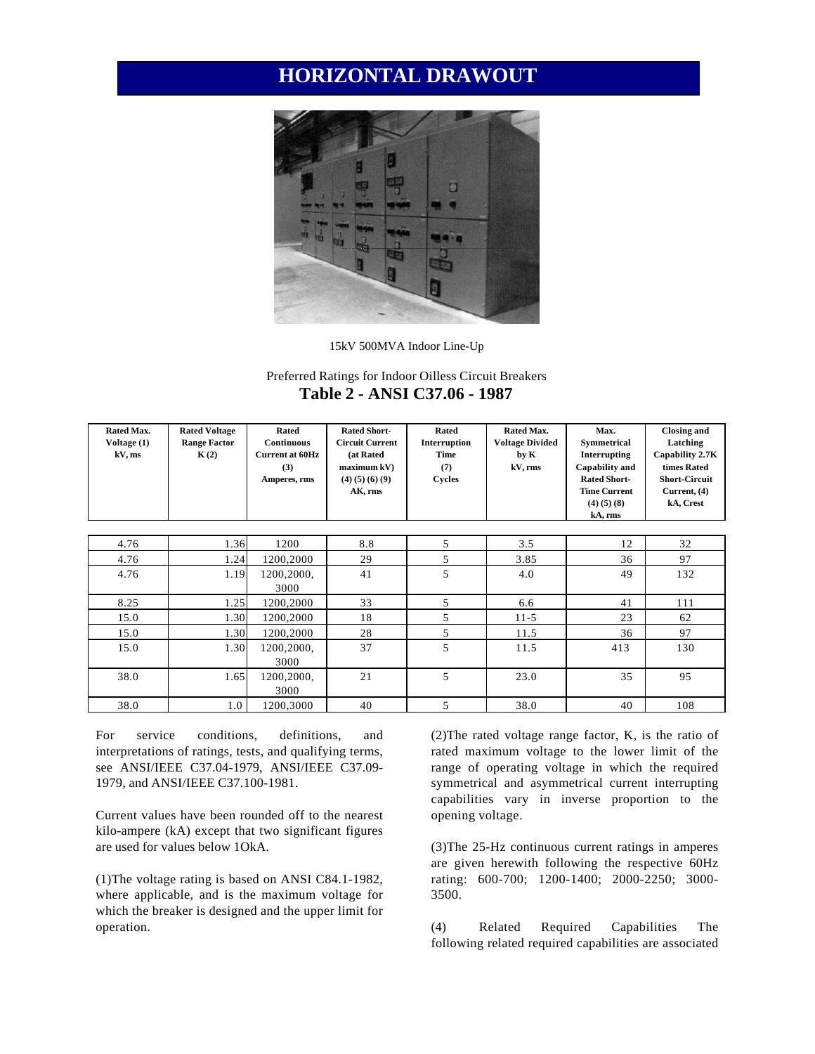# HORIZONTAL DRAWOUT

15kV 500MVA Indoor Line-Up

Preferred Ratings for Indoor Oilless Circuit Breakers

## Table 2 - ANSI C37.06 - 1987

| Rated Max. Voltage (1) kV, ms | Rated Voltage Range Factor K (2) | Rated Continuous Current at 60Hz (3) Amperes, rms | Rated Short-Circuit Current (at Rated maximum kV) (4) (5) (6) (9) AK, rms | Rated Interruption Time (7) Cycles | Rated Max. Voltage Divided by K kV, rms | Max. Symmetrical Interrupting Capability and Rated Short-Time Current (4) (5) (8) kA, rms | Closing and Latching Capability 2.7K times Rated Short-Circuit Current, (4) kA, Crest |
|---|---|---|---|---|---|---|---|
| 4.76 | 1.36 | 1200 | 8.8 | 5 | 3.5 | 12 | 32 |
| 4.76 | 1.24 | 1200,2000 | 29 | 5 | 3.85 | 36 | 97 |
| 4.76 | 1.19 | 1200,2000, 3000 | 41 | 5 | 4.0 | 49 | 132 |
| 8.25 | 1.25 | 1200,2000 | 33 | 5 | 6.6 | 41 | 111 |
| 15.0 | 1.30 | 1200,2000 | 18 | 5 | 11-5 | 23 | 62 |
| 15.0 | 1.30 | 1200,2000 | 28 | 5 | 11.5 | 36 | 97 |
| 15.0 | 1.30 | 1200,2000, 3000 | 37 | 5 | 11.5 | 413 | 130 |
| 38.0 | 1.65 | 1200,2000, 3000 | 21 | 5 | 23.0 | 35 | 95 |
| 38.0 | 1.0 | 1200,3000 | 40 | 5 | 38.0 | 40 | 108 |

For service conditions, definitions, and interpretations of ratings, tests, and qualifying terms, see ANSI/IEEE C37.04-1979, ANSI/IEEE C37.09-1979, and ANSI/IEEE C37.100-1981.

Current values have been rounded off to the nearest kilo-ampere (kA) except that two significant figures are used for values below 1OkA.

(1)The voltage rating is based on ANSI C84.1-1982, where applicable, and is the maximum voltage for which the breaker is designed and the upper limit for operation.

(2)The rated voltage range factor, K, is the ratio of rated maximum voltage to the lower limit of the range of operating voltage in which the required symmetrical and asymmetrical current interrupting capabilities vary in inverse proportion to the opening voltage.

(3)The 25-Hz continuous current ratings in amperes are given herewith following the respective 60Hz rating: 600-700; 1200-1400; 2000-2250; 3000-3500.

(4) Related Required Capabilities The following related required capabilities are associated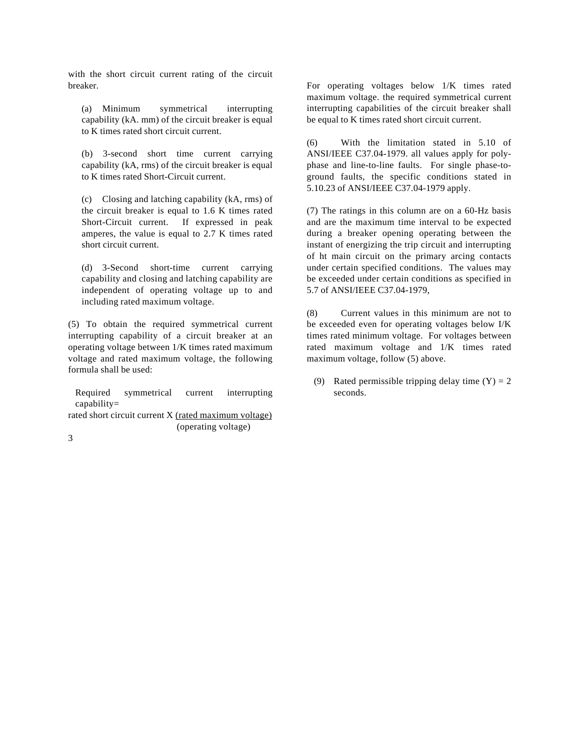with the short circuit current rating of the circuit breaker.

(a) Minimum symmetrical interrupting capability (kA. mm) of the circuit breaker is equal to K times rated short circuit current.

(b) 3-second short time current carrying capability (kA, rms) of the circuit breaker is equal to K times rated Short-Circuit current.

(c) Closing and latching capability (kA, rms) of the circuit breaker is equal to 1.6 K times rated Short-Circuit current. If expressed in peak amperes, the value is equal to 2.7 K times rated short circuit current.

(d) 3-Second short-time current carrying capability and closing and latching capability are independent of operating voltage up to and including rated maximum voltage.

(5) To obtain the required symmetrical current interrupting capability of a circuit breaker at an operating voltage between 1/K times rated maximum voltage and rated maximum voltage, the following formula shall be used:

$$\text{Required symmetrical current interrupting capability} = \text{rated short circuit current} \times \frac{\text{(rated maximum voltage)}}{\text{(operating voltage)}}$$

For operating voltages below 1/K times rated maximum voltage. the required symmetrical current interrupting capabilities of the circuit breaker shall be equal to K times rated short circuit current.

(6) With the limitation stated in 5.10 of ANSI/IEEE C37.04-1979. all values apply for poly-phase and line-to-line faults. For single phase-to-ground faults, the specific conditions stated in 5.10.23 of ANSI/IEEE C37.04-1979 apply.

(7) The ratings in this column are on a 60-Hz basis and are the maximum time interval to be expected during a breaker opening operating between the instant of energizing the trip circuit and interrupting of ht main circuit on the primary arcing contacts under certain specified conditions. The values may be exceeded under certain conditions as specified in 5.7 of ANSI/IEEE C37.04-1979,

(8) Current values in this minimum are not to be exceeded even for operating voltages below I/K times rated minimum voltage. For voltages between rated maximum voltage and 1/K times rated maximum voltage, follow (5) above.

(9) Rated permissible tripping delay time (Y) = 2 seconds.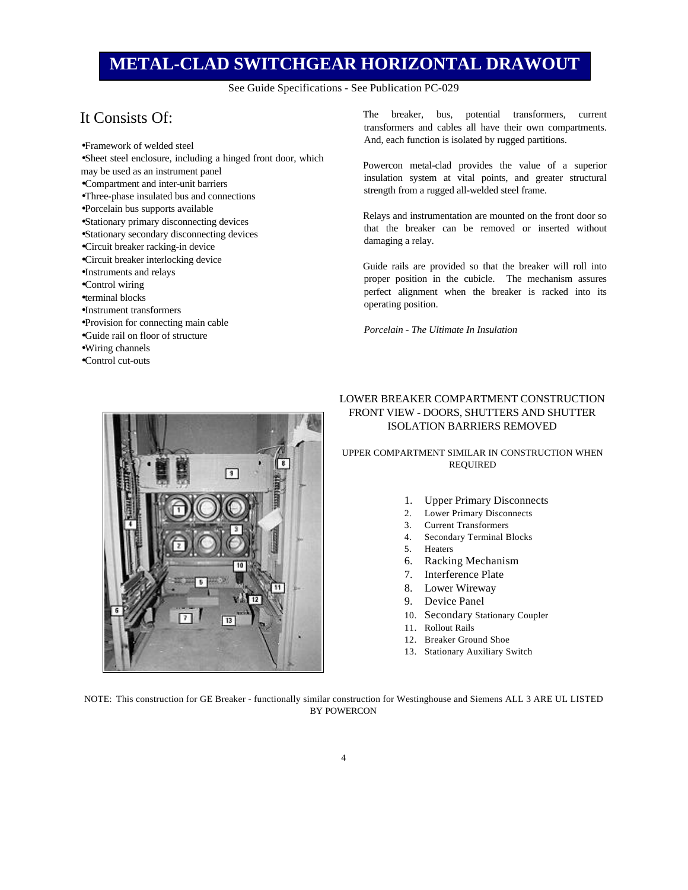# METAL-CLAD SWITCHGEAR HORIZONTAL DRAWOUT

See Guide Specifications - See Publication PC-029

## It Consists Of:

- Framework of welded steel
- Sheet steel enclosure, including a hinged front door, which may be used as an instrument panel
- Compartment and inter-unit barriers
- Three-phase insulated bus and connections
- Porcelain bus supports available
- Stationary primary disconnecting devices
- Stationary secondary disconnecting devices
- Circuit breaker racking-in device
- Circuit breaker interlocking device
- Instruments and relays
- Control wiring
- terminal blocks
- Instrument transformers
- Provision for connecting main cable
- Guide rail on floor of structure
- Wiring channels
- Control cut-outs

The breaker, bus, potential transformers, current transformers and cables all have their own compartments. And, each function is isolated by rugged partitions.

Powercon metal-clad provides the value of a superior insulation system at vital points, and greater structural strength from a rugged all-welded steel frame.

Relays and instrumentation are mounted on the front door so that the breaker can be removed or inserted without damaging a relay.

Guide rails are provided so that the breaker will roll into proper position in the cubicle. The mechanism assures perfect alignment when the breaker is racked into its operating position.

*Porcelain - The Ultimate In Insulation*

LOWER BREAKER COMPARTMENT CONSTRUCTION FRONT VIEW - DOORS, SHUTTERS AND SHUTTER ISOLATION BARRIERS REMOVED

UPPER COMPARTMENT SIMILAR IN CONSTRUCTION WHEN REQUIRED

1. Upper Primary Disconnects
2. Lower Primary Disconnects
3. Current Transformers
4. Secondary Terminal Blocks
5. Heaters
6. Racking Mechanism
7. Interference Plate
8. Lower Wireway
9. Device Panel
10. Secondary Stationary Coupler
11. Rollout Rails
12. Breaker Ground Shoe
13. Stationary Auxiliary Switch

NOTE: This construction for GE Breaker - functionally similar construction for Westinghouse and Siemens ALL 3 ARE UL LISTED BY POWERCON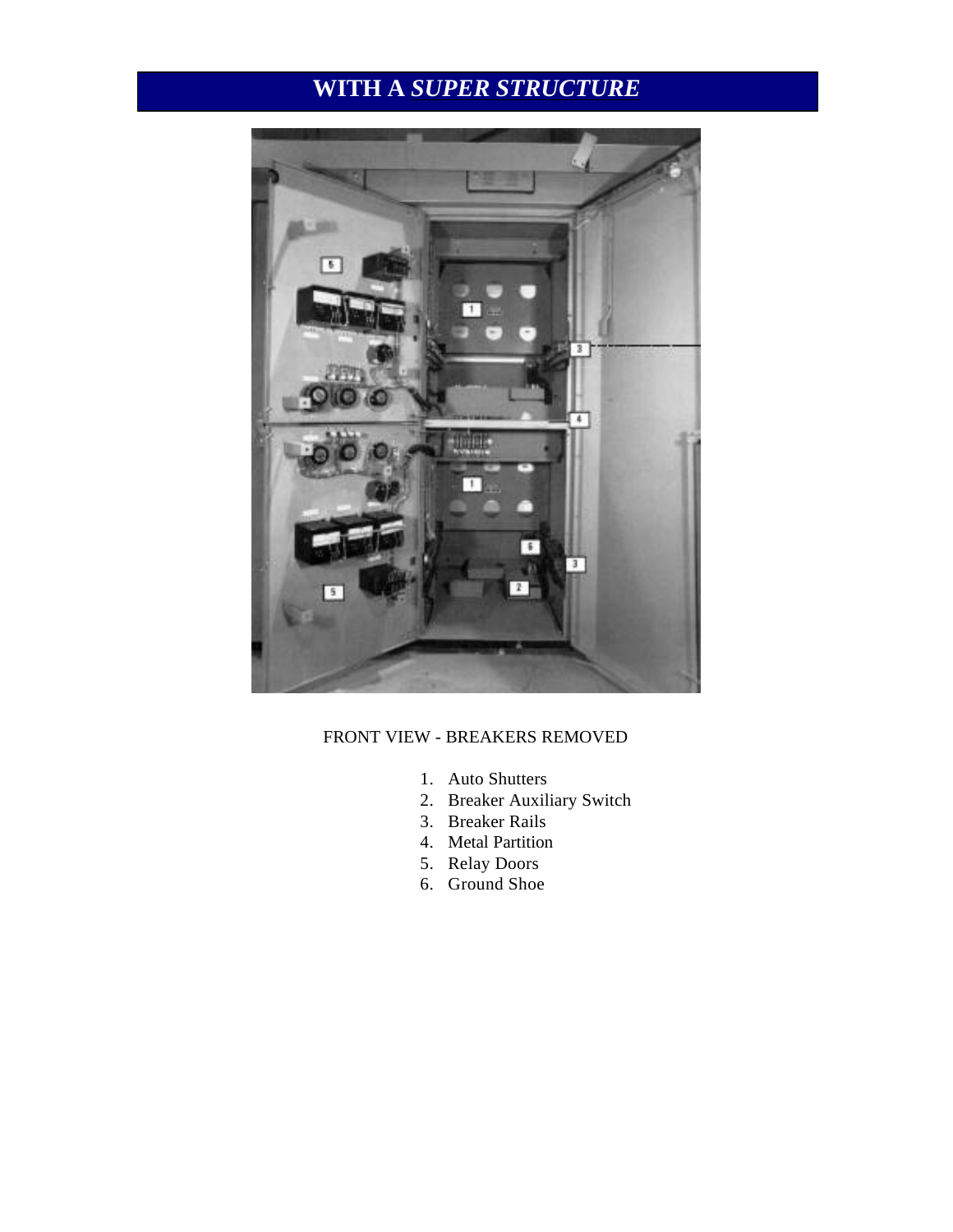# WITH A *SUPER STRUCTURE*

FRONT VIEW - BREAKERS REMOVED

1. Auto Shutters
2. Breaker Auxiliary Switch
3. Breaker Rails
4. Metal Partition
5. Relay Doors
6. Ground Shoe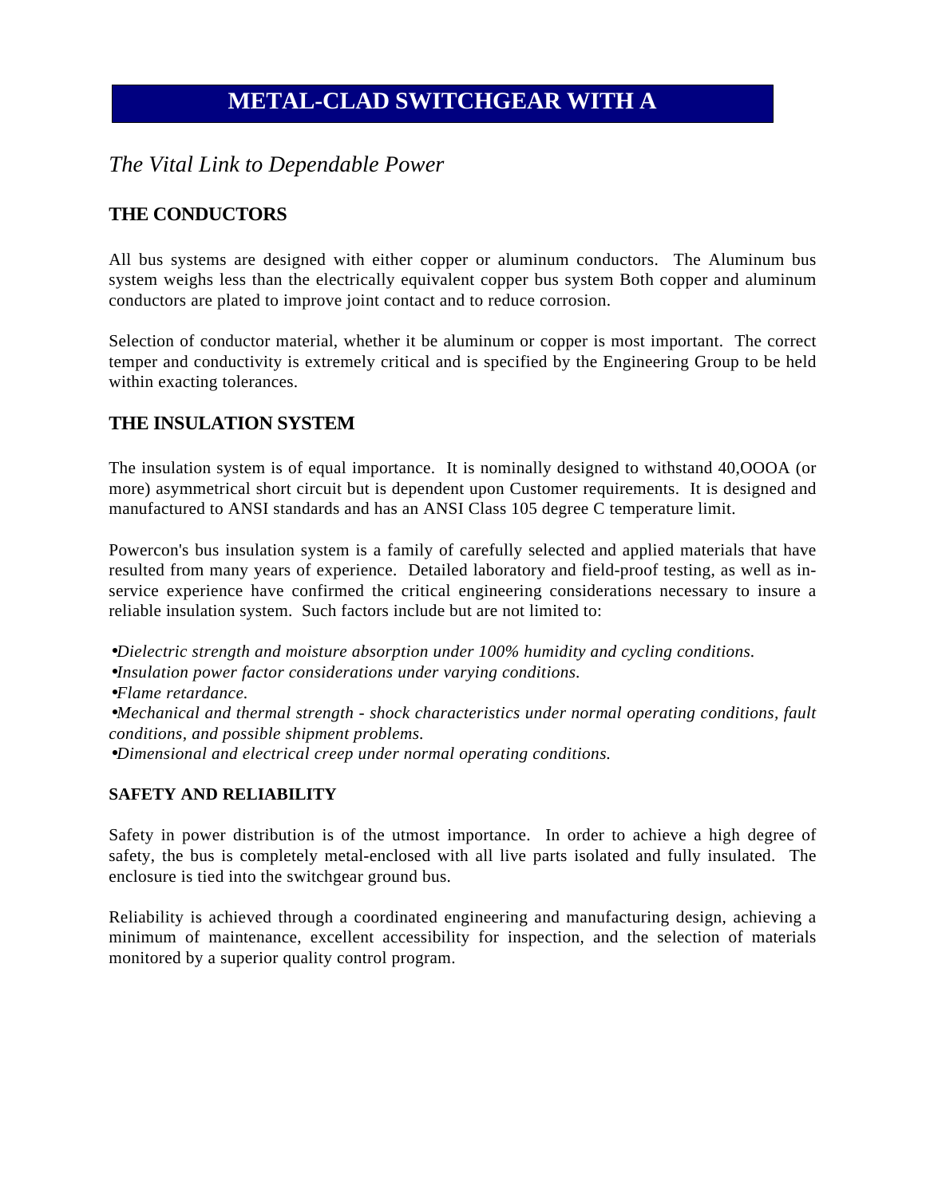# METAL-CLAD SWITCHGEAR WITH A

*The Vital Link to Dependable Power*

## THE CONDUCTORS

All bus systems are designed with either copper or aluminum conductors. The Aluminum bus system weighs less than the electrically equivalent copper bus system Both copper and aluminum conductors are plated to improve joint contact and to reduce corrosion.

Selection of conductor material, whether it be aluminum or copper is most important. The correct temper and conductivity is extremely critical and is specified by the Engineering Group to be held within exacting tolerances.

## THE INSULATION SYSTEM

The insulation system is of equal importance. It is nominally designed to withstand 40,OOOA (or more) asymmetrical short circuit but is dependent upon Customer requirements. It is designed and manufactured to ANSI standards and has an ANSI Class 105 degree C temperature limit.

Powercon's bus insulation system is a family of carefully selected and applied materials that have resulted from many years of experience. Detailed laboratory and field-proof testing, as well as in-service experience have confirmed the critical engineering considerations necessary to insure a reliable insulation system. Such factors include but are not limited to:

- *Dielectric strength and moisture absorption under 100% humidity and cycling conditions.*
- *Insulation power factor considerations under varying conditions.*
- *Flame retardance.*
- *Mechanical and thermal strength - shock characteristics under normal operating conditions, fault conditions, and possible shipment problems.*
- *Dimensional and electrical creep under normal operating conditions.*

### SAFETY AND RELIABILITY

Safety in power distribution is of the utmost importance. In order to achieve a high degree of safety, the bus is completely metal-enclosed with all live parts isolated and fully insulated. The enclosure is tied into the switchgear ground bus.

Reliability is achieved through a coordinated engineering and manufacturing design, achieving a minimum of maintenance, excellent accessibility for inspection, and the selection of materials monitored by a superior quality control program.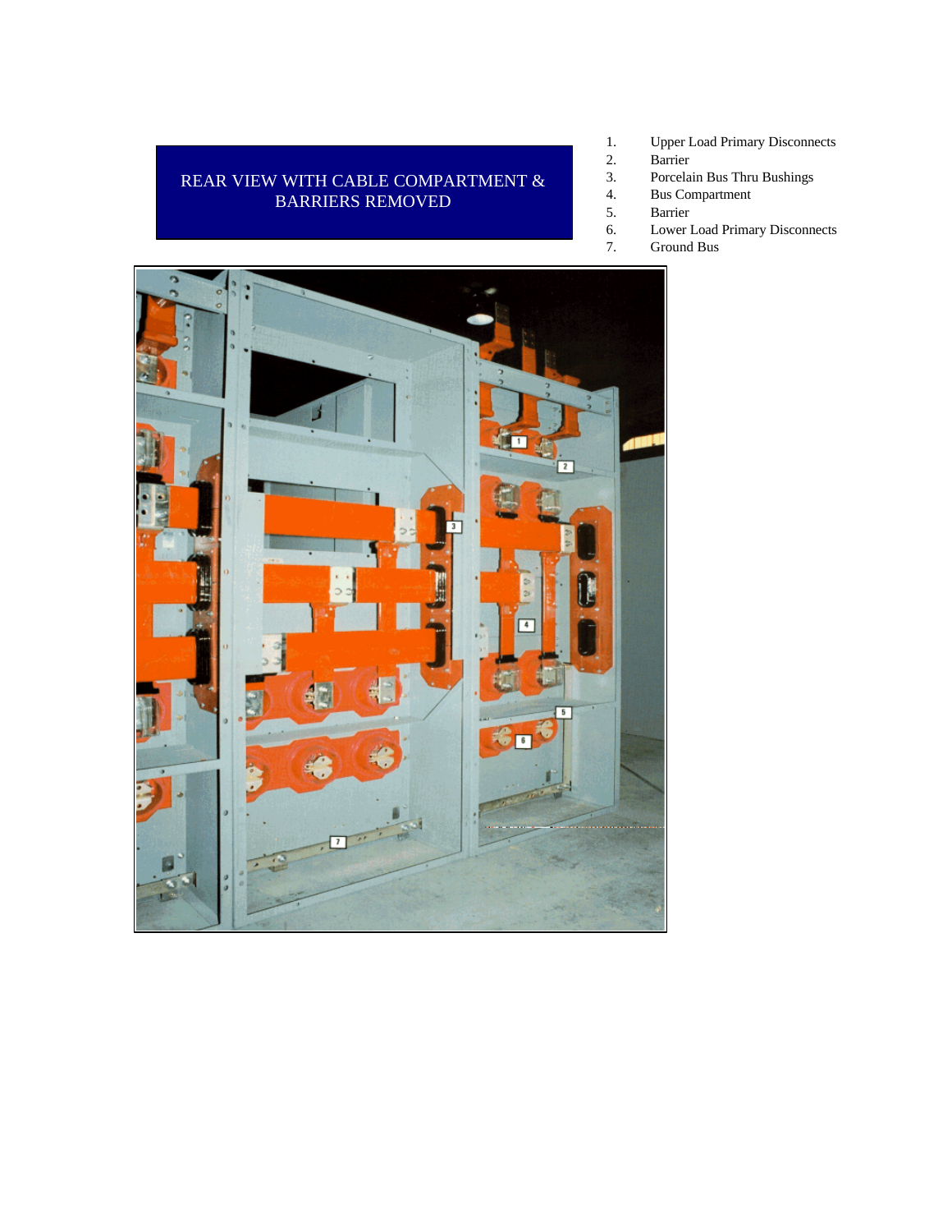REAR VIEW WITH CABLE COMPARTMENT & BARRIERS REMOVED

1. Upper Load Primary Disconnects
2. Barrier
3. Porcelain Bus Thru Bushings
4. Bus Compartment
5. Barrier
6. Lower Load Primary Disconnects
7. Ground Bus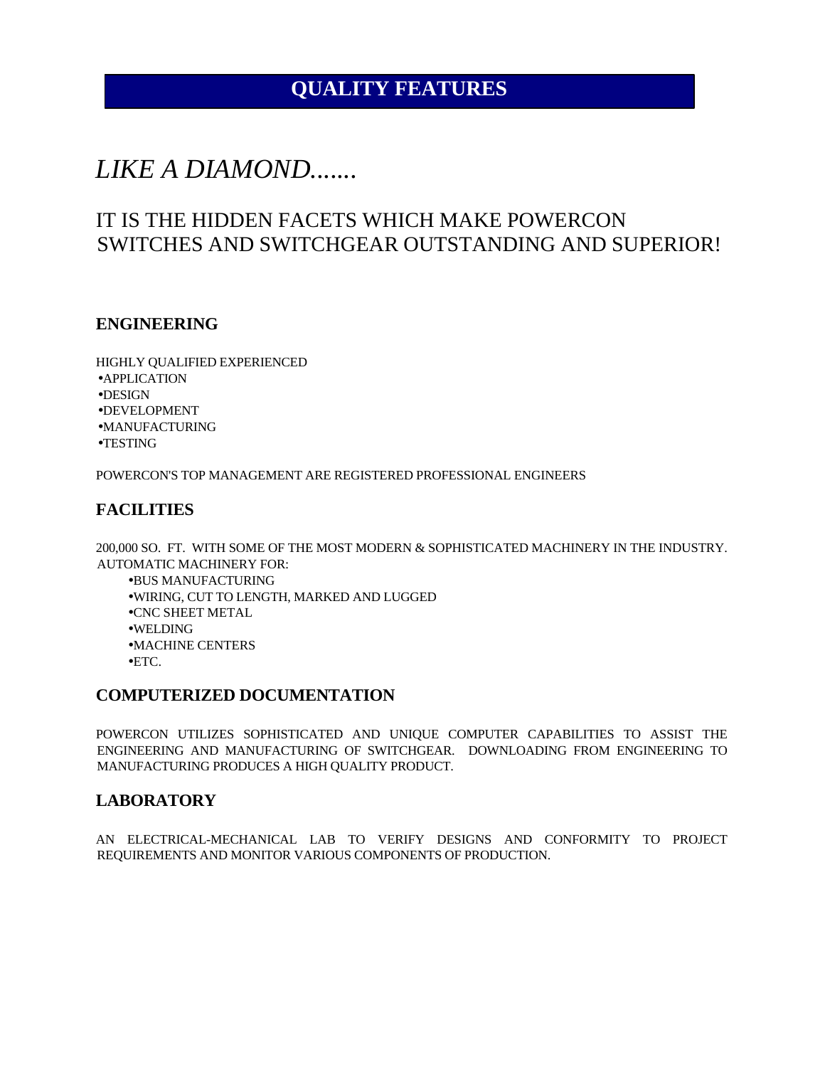# QUALITY FEATURES

*LIKE A DIAMOND.......*

## IT IS THE HIDDEN FACETS WHICH MAKE POWERCON SWITCHES AND SWITCHGEAR OUTSTANDING AND SUPERIOR!

### ENGINEERING

HIGHLY QUALIFIED EXPERIENCED

- APPLICATION
- DESIGN
- DEVELOPMENT
- MANUFACTURING
- TESTING

POWERCON'S TOP MANAGEMENT ARE REGISTERED PROFESSIONAL ENGINEERS

### FACILITIES

200,000 SQ. FT. WITH SOME OF THE MOST MODERN & SOPHISTICATED MACHINERY IN THE INDUSTRY. AUTOMATIC MACHINERY FOR:

- BUS MANUFACTURING
- WIRING, CUT TO LENGTH, MARKED AND LUGGED
- CNC SHEET METAL
- WELDING
- MACHINE CENTERS
- ETC.

### COMPUTERIZED DOCUMENTATION

POWERCON UTILIZES SOPHISTICATED AND UNIQUE COMPUTER CAPABILITIES TO ASSIST THE ENGINEERING AND MANUFACTURING OF SWITCHGEAR. DOWNLOADING FROM ENGINEERING TO MANUFACTURING PRODUCES A HIGH QUALITY PRODUCT.

### LABORATORY

AN ELECTRICAL-MECHANICAL LAB TO VERIFY DESIGNS AND CONFORMITY TO PROJECT REQUIREMENTS AND MONITOR VARIOUS COMPONENTS OF PRODUCTION.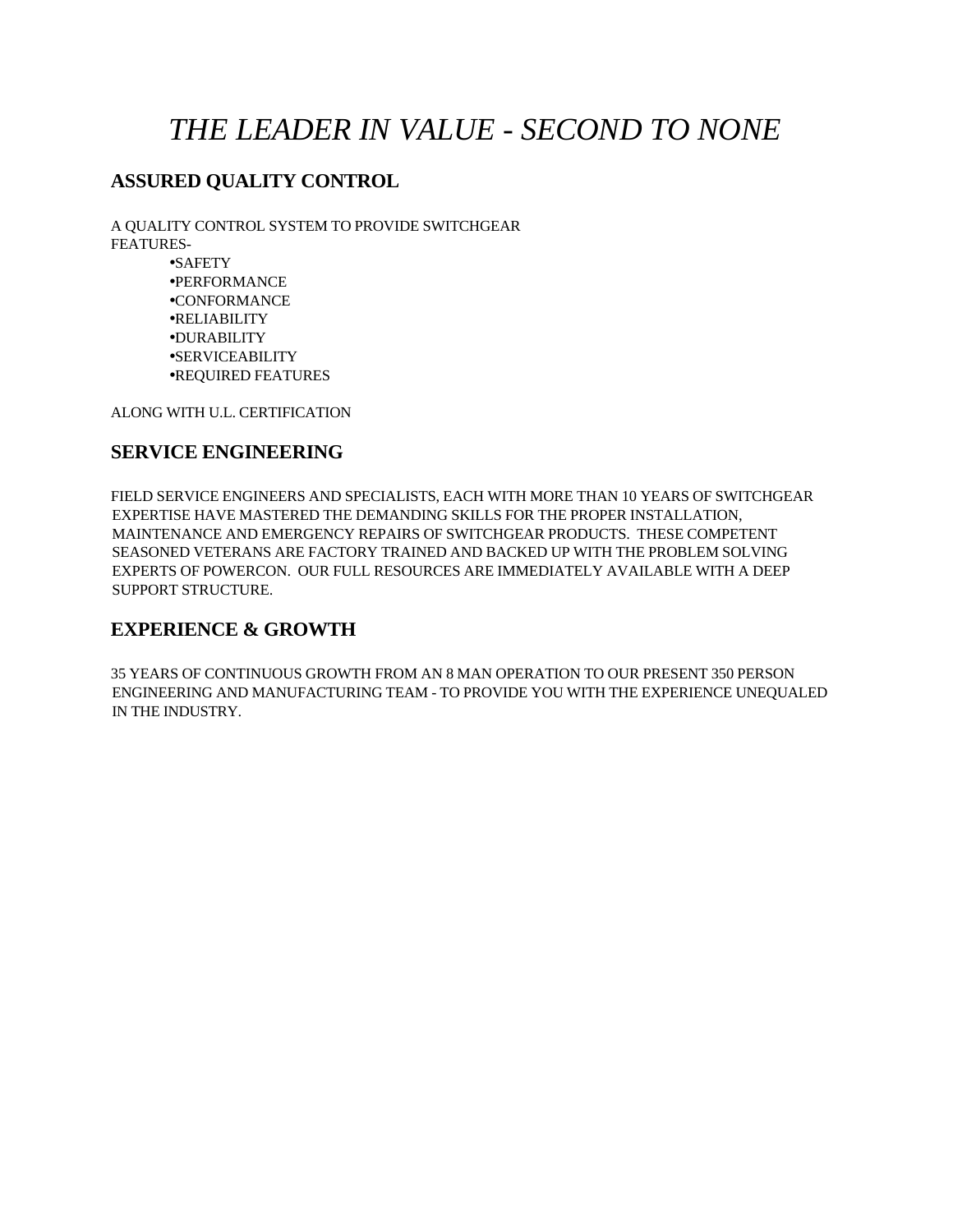# *THE LEADER IN VALUE - SECOND TO NONE*

## ASSURED QUALITY CONTROL

A QUALITY CONTROL SYSTEM TO PROVIDE SWITCHGEAR FEATURES-

- SAFETY
- PERFORMANCE
- CONFORMANCE
- RELIABILITY
- DURABILITY
- SERVICEABILITY
- REQUIRED FEATURES

ALONG WITH U.L. CERTIFICATION

## SERVICE ENGINEERING

FIELD SERVICE ENGINEERS AND SPECIALISTS, EACH WITH MORE THAN 10 YEARS OF SWITCHGEAR EXPERTISE HAVE MASTERED THE DEMANDING SKILLS FOR THE PROPER INSTALLATION, MAINTENANCE AND EMERGENCY REPAIRS OF SWITCHGEAR PRODUCTS. THESE COMPETENT SEASONED VETERANS ARE FACTORY TRAINED AND BACKED UP WITH THE PROBLEM SOLVING EXPERTS OF POWERCON. OUR FULL RESOURCES ARE IMMEDIATELY AVAILABLE WITH A DEEP SUPPORT STRUCTURE.

## EXPERIENCE & GROWTH

35 YEARS OF CONTINUOUS GROWTH FROM AN 8 MAN OPERATION TO OUR PRESENT 350 PERSON ENGINEERING AND MANUFACTURING TEAM - TO PROVIDE YOU WITH THE EXPERIENCE UNEQUALED IN THE INDUSTRY.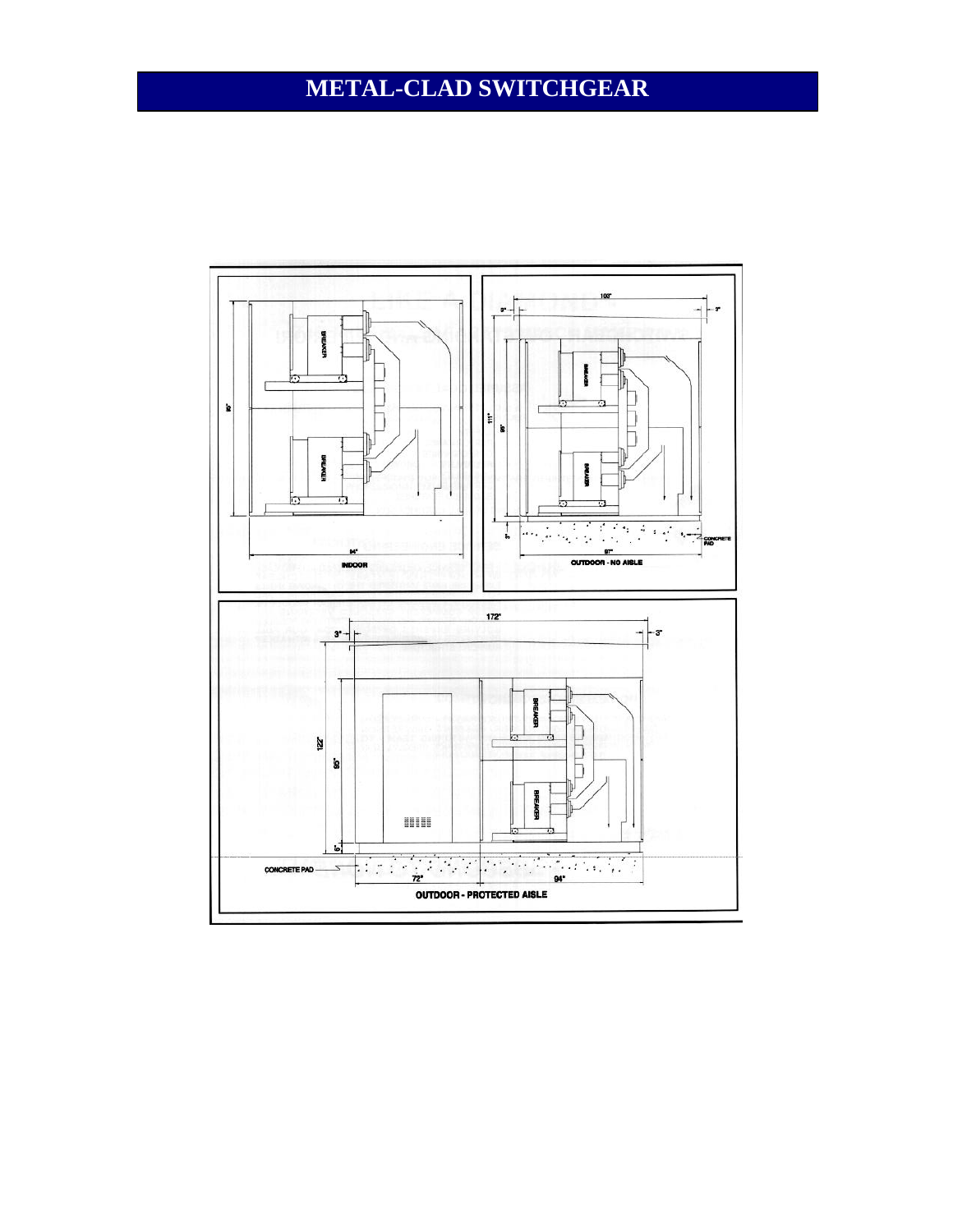# METAL-CLAD SWITCHGEAR

95"

BREAKER

BREAKER

94"

INDOOR

103"

3"

3"

111"

95"

BREAKER

BREAKER

3"

CONCRETE PAD

97"

OUTDOOR - NO AISLE

172"

3"

3"

122"

95"

BREAKER

BREAKER

6"

CONCRETE PAD

72"

94"

OUTDOOR - PROTECTED AISLE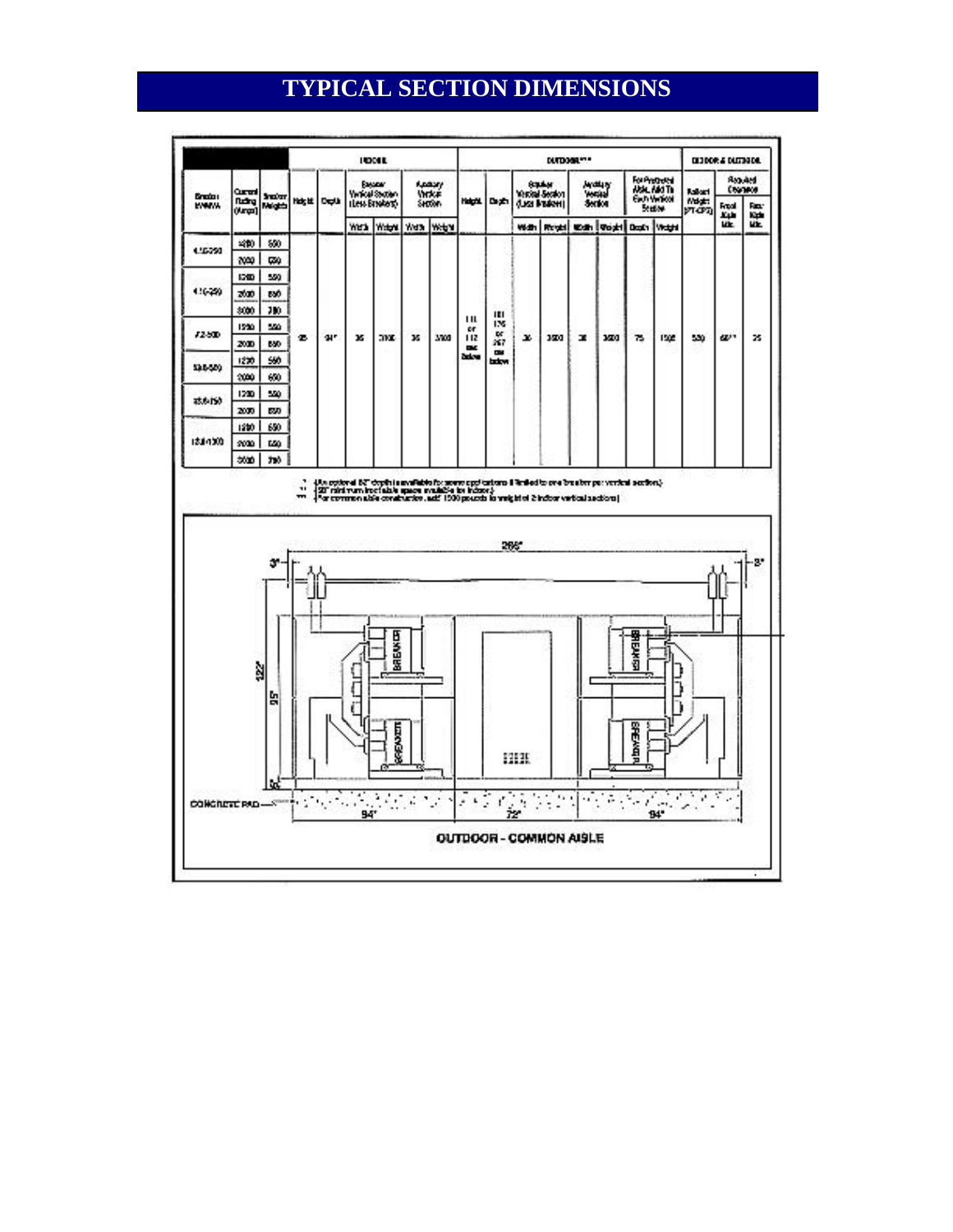# TYPICAL SECTION DIMENSIONS

| Breaker kV/MVA | Current Rating (Amps) | Breaker Weights | INDOOR Height | INDOOR Depth | Breaker Vertical Section (Less Breakers) Width | Breaker Vertical Section (Less Breakers) Weight | Auxiliary Vertical Section Width | Auxiliary Vertical Section Weight | OUTDOOR*** Height | OUTDOOR Depth | Breaker Vertical Section (Less Breakers) Width | Breaker Vertical Section (Less Breakers) Weight | Auxiliary Vertical Section Width | Auxiliary Vertical Section Weight | For Protected Aisle, Add To Each Vertical Section Depth | For Protected Aisle, Add To Each Vertical Section Weight | Rollout Weight (PT-CPT) | Required Clearance Front Aisle Min. | Required Clearance Rear Aisle Min. |
|---|---|---|---|---|---|---|---|---|---|---|---|---|---|---|---|---|---|---|---|
| 4.16-250 | 1200 | 550 | 95 | 94* | 36 | 3100 | 36 | 3100 | 111 or 112 or below | 101 176 or 267 or below | 36 | 3500 | 36 | 3600 | 75 | 1500 | 530 | 60** | 25 |
| | 2000 | 650 | | | | | | | | | | | | | | | | | |
| 4.16-350 | 1200 | 550 | | | | | | | | | | | | | | | | | |
| | 2000 | 650 | | | | | | | | | | | | | | | | | |
| | 3000 | 780 | | | | | | | | | | | | | | | | | |
| 7.2-500 | 1200 | 550 | | | | | | | | | | | | | | | | | |
| | 2000 | 650 | | | | | | | | | | | | | | | | | |
| 13.8-500 | 1200 | 550 | | | | | | | | | | | | | | | | | |
| | 2000 | 650 | | | | | | | | | | | | | | | | | |
| 13.8-750 | 1200 | 550 | | | | | | | | | | | | | | | | | |
| | 2000 | 650 | | | | | | | | | | | | | | | | | |
| 13.8-1000 | 1200 | 650 | | | | | | | | | | | | | | | | | |
| | 2000 | 650 | | | | | | | | | | | | | | | | | |
| | 3000 | 780 | | | | | | | | | | | | | | | | | |

\* (An optional 82" depth is available for some applications if limited to one breaker per vertical section.)
\*\* (60" minimum for table space available for indoor.)
\*\*\* (For common aisle construction, add 1500 pounds to weight of 2 indoor vertical sections.)

3" — 266" — 3"

122" — 95" — 6"

CONCRETE PAD — 94" — 72" — 94"

BREAKER BREAKER BREAKER BREAKER

**OUTDOOR - COMMON AISLE**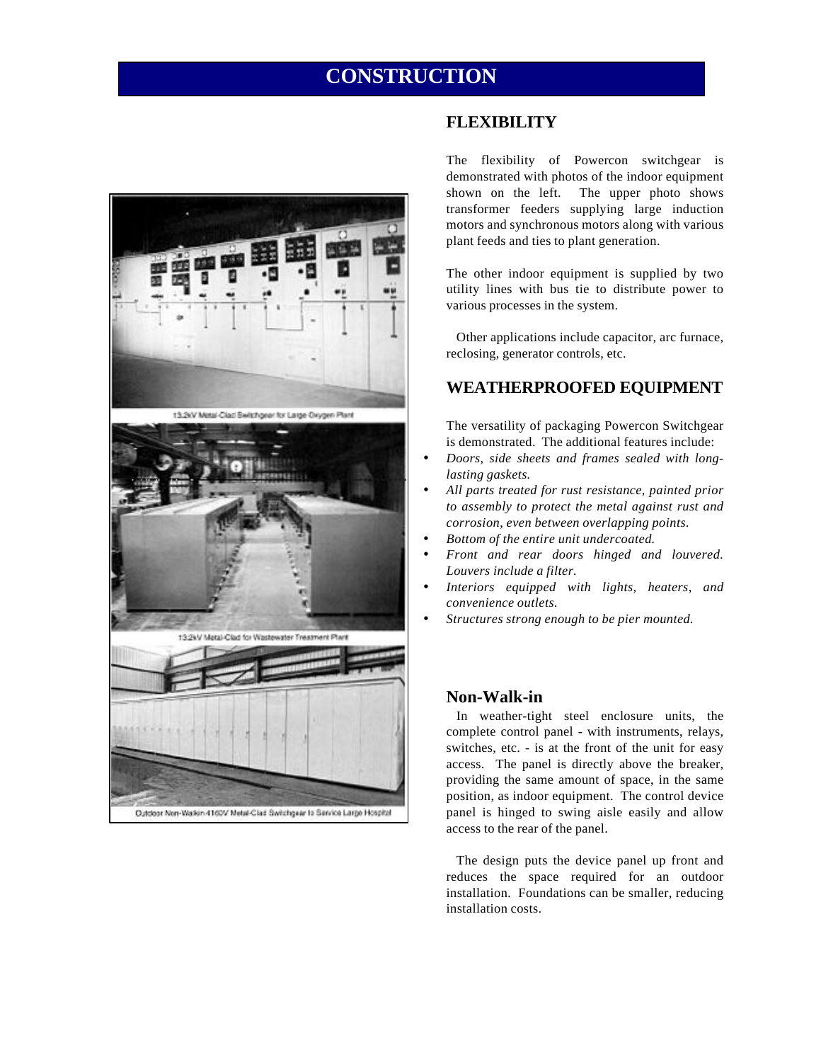# CONSTRUCTION

13.2kV Metal-Clad Switchgear for Large Oxygen Plant

13.2kV Metal-Clad for Wastewater Treatment Plant

Outdoor Non-Walkin 4160V Metal-Clad Switchgear to Service Large Hospital

## FLEXIBILITY

The flexibility of Powercon switchgear is demonstrated with photos of the indoor equipment shown on the left. The upper photo shows transformer feeders supplying large induction motors and synchronous motors along with various plant feeds and ties to plant generation.

The other indoor equipment is supplied by two utility lines with bus tie to distribute power to various processes in the system.

Other applications include capacitor, arc furnace, reclosing, generator controls, etc.

## WEATHERPROOFED EQUIPMENT

The versatility of packaging Powercon Switchgear is demonstrated. The additional features include:

- *Doors, side sheets and frames sealed with long-lasting gaskets.*
- *All parts treated for rust resistance, painted prior to assembly to protect the metal against rust and corrosion, even between overlapping points.*
- *Bottom of the entire unit undercoated.*
- *Front and rear doors hinged and louvered. Louvers include a filter.*
- *Interiors equipped with lights, heaters, and convenience outlets.*
- *Structures strong enough to be pier mounted.*

### Non-Walk-in

In weather-tight steel enclosure units, the complete control panel - with instruments, relays, switches, etc. - is at the front of the unit for easy access. The panel is directly above the breaker, providing the same amount of space, in the same position, as indoor equipment. The control device panel is hinged to swing aisle easily and allow access to the rear of the panel.

The design puts the device panel up front and reduces the space required for an outdoor installation. Foundations can be smaller, reducing installation costs.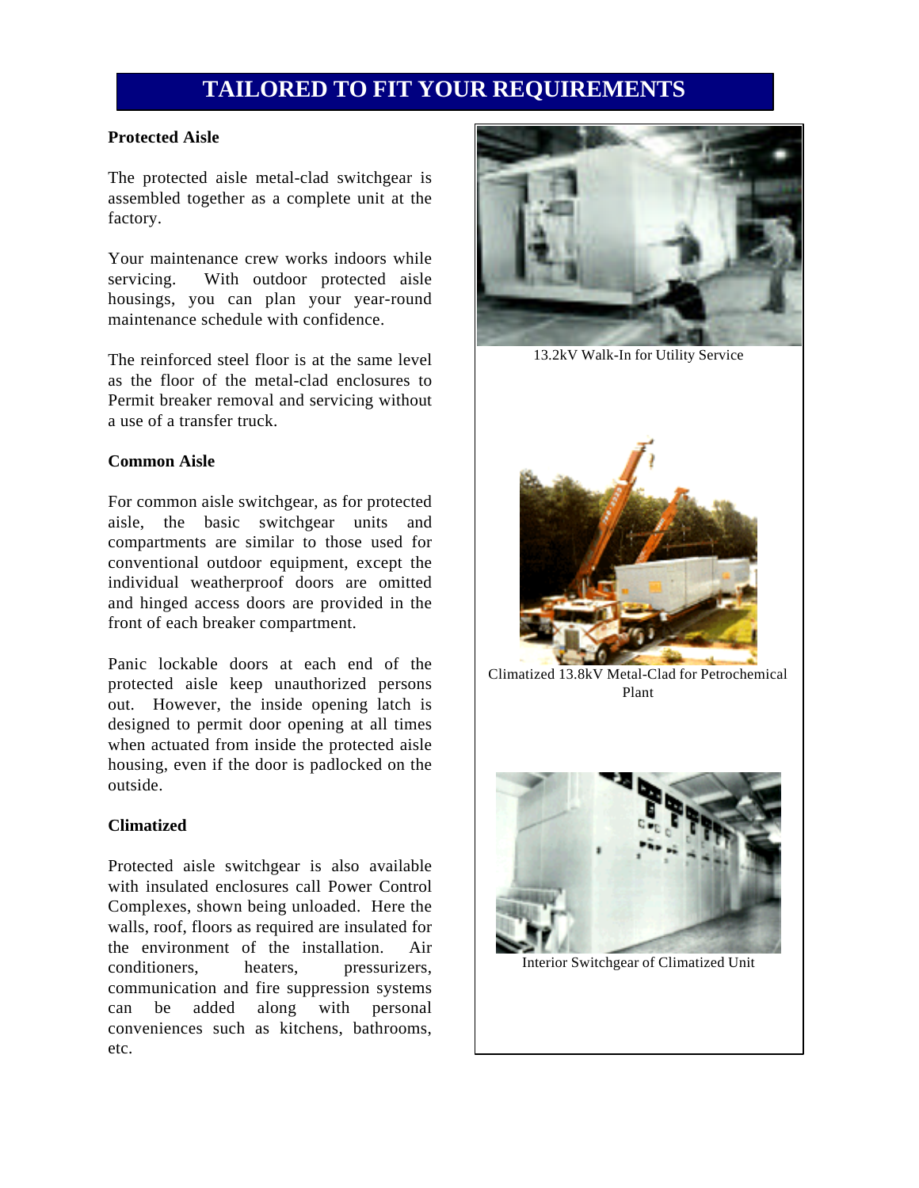# TAILORED TO FIT YOUR REQUIREMENTS

**Protected Aisle**

The protected aisle metal-clad switchgear is assembled together as a complete unit at the factory.

Your maintenance crew works indoors while servicing. With outdoor protected aisle housings, you can plan your year-round maintenance schedule with confidence.

The reinforced steel floor is at the same level as the floor of the metal-clad enclosures to Permit breaker removal and servicing without a use of a transfer truck.

**Common Aisle**

For common aisle switchgear, as for protected aisle, the basic switchgear units and compartments are similar to those used for conventional outdoor equipment, except the individual weatherproof doors are omitted and hinged access doors are provided in the front of each breaker compartment.

Panic lockable doors at each end of the protected aisle keep unauthorized persons out. However, the inside opening latch is designed to permit door opening at all times when actuated from inside the protected aisle housing, even if the door is padlocked on the outside.

**Climatized**

Protected aisle switchgear is also available with insulated enclosures call Power Control Complexes, shown being unloaded. Here the walls, roof, floors as required are insulated for the environment of the installation. Air conditioners, heaters, pressurizers, communication and fire suppression systems can be added along with personal conveniences such as kitchens, bathrooms, etc.

13.2kV Walk-In for Utility Service

Climatized 13.8kV Metal-Clad for Petrochemical Plant

Interior Switchgear of Climatized Unit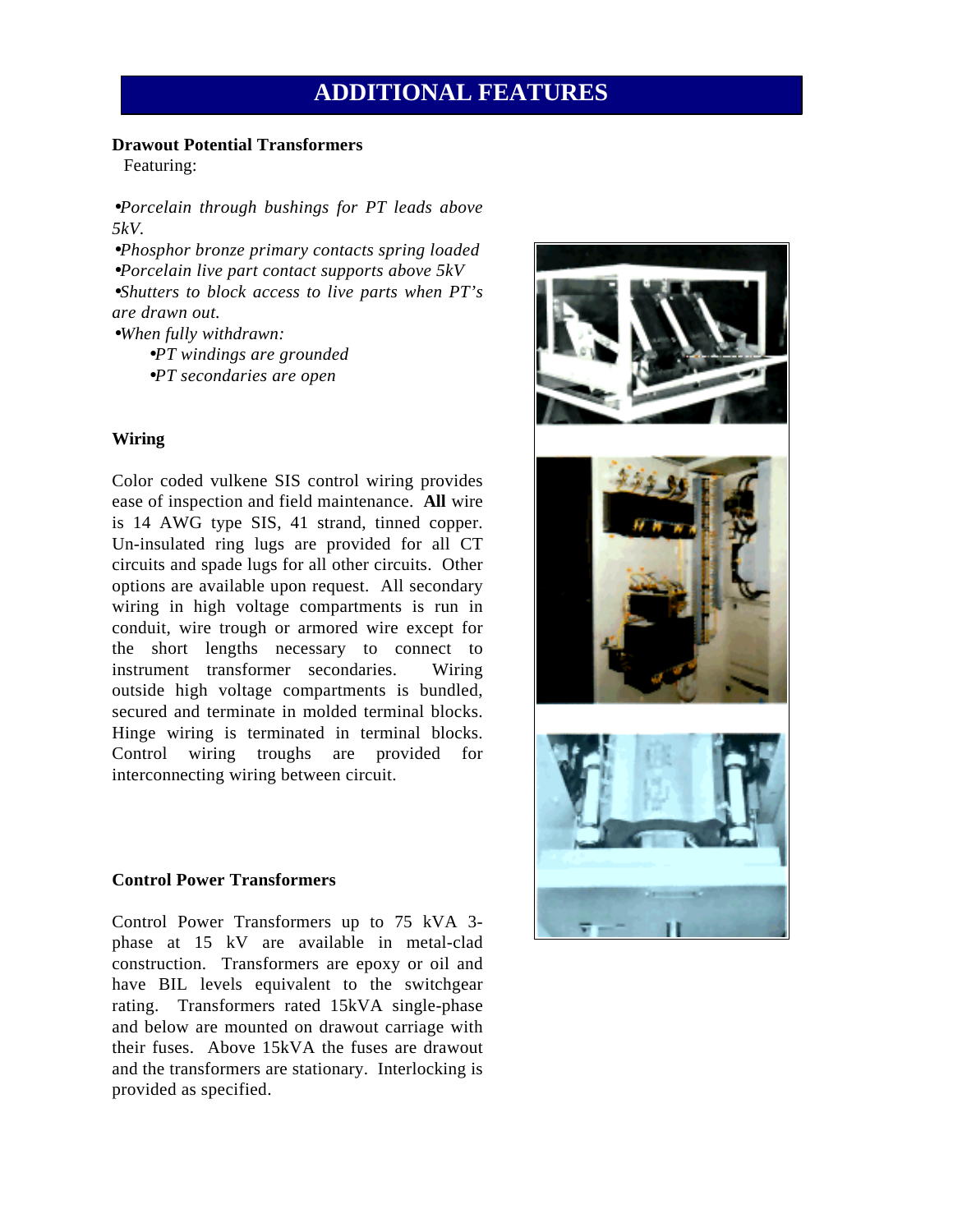# ADDITIONAL FEATURES

**Drawout Potential Transformers**

Featuring:

- *Porcelain through bushings for PT leads above 5kV.*
- *Phosphor bronze primary contacts spring loaded*
- *Porcelain live part contact supports above 5kV*
- *Shutters to block access to live parts when PT's are drawn out.*
- *When fully withdrawn:*
  - *PT windings are grounded*
  - *PT secondaries are open*

**Wiring**

Color coded vulkene SIS control wiring provides ease of inspection and field maintenance. **All** wire is 14 AWG type SIS, 41 strand, tinned copper. Un-insulated ring lugs are provided for all CT circuits and spade lugs for all other circuits. Other options are available upon request. All secondary wiring in high voltage compartments is run in conduit, wire trough or armored wire except for the short lengths necessary to connect to instrument transformer secondaries. Wiring outside high voltage compartments is bundled, secured and terminate in molded terminal blocks. Hinge wiring is terminated in terminal blocks. Control wiring troughs are provided for interconnecting wiring between circuit.

**Control Power Transformers**

Control Power Transformers up to 75 kVA 3-phase at 15 kV are available in metal-clad construction. Transformers are epoxy or oil and have BIL levels equivalent to the switchgear rating. Transformers rated 15kVA single-phase and below are mounted on drawout carriage with their fuses. Above 15kVA the fuses are drawout and the transformers are stationary. Interlocking is provided as specified.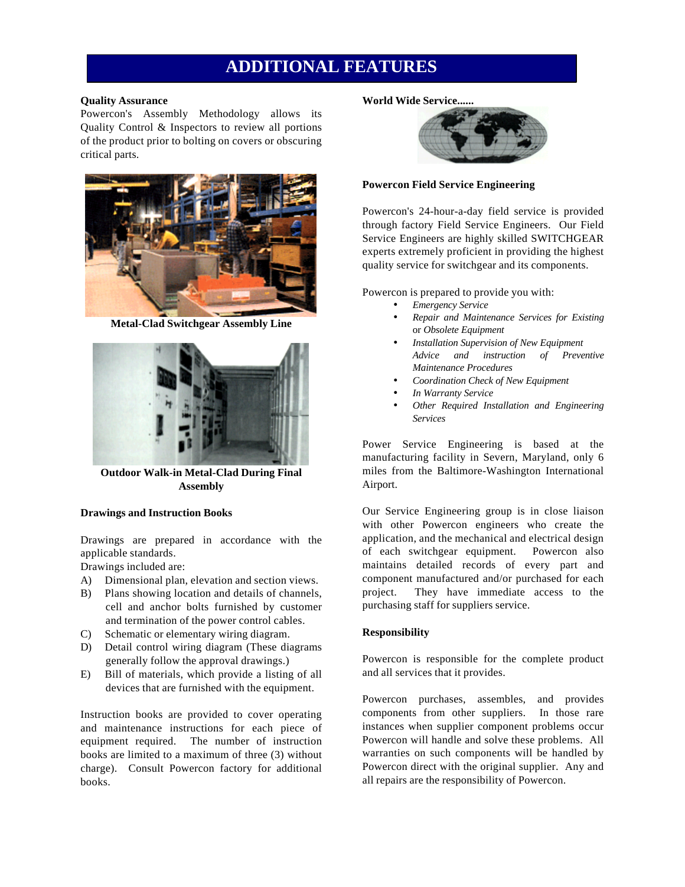# ADDITIONAL FEATURES

**Quality Assurance**

Powercon's Assembly Methodology allows its Quality Control & Inspectors to review all portions of the product prior to bolting on covers or obscuring critical parts.

**Metal-Clad Switchgear Assembly Line**

**Outdoor Walk-in Metal-Clad During Final Assembly**

**Drawings and Instruction Books**

Drawings are prepared in accordance with the applicable standards.

Drawings included are:

A) Dimensional plan, elevation and section views.
B) Plans showing location and details of channels, cell and anchor bolts furnished by customer and termination of the power control cables.
C) Schematic or elementary wiring diagram.
D) Detail control wiring diagram (These diagrams generally follow the approval drawings.)
E) Bill of materials, which provide a listing of all devices that are furnished with the equipment.

Instruction books are provided to cover operating and maintenance instructions for each piece of equipment required. The number of instruction books are limited to a maximum of three (3) without charge). Consult Powercon factory for additional books.

**World Wide Service......**

**Powercon Field Service Engineering**

Powercon's 24-hour-a-day field service is provided through factory Field Service Engineers. Our Field Service Engineers are highly skilled SWITCHGEAR experts extremely proficient in providing the highest quality service for switchgear and its components.

Powercon is prepared to provide you with:

- *Emergency Service*
- *Repair and Maintenance Services for Existing* or *Obsolete Equipment*
- *Installation Supervision of New Equipment* *Advice and instruction of Preventive Maintenance Procedures*
- *Coordination Check of New Equipment*
- *In Warranty Service*
- *Other Required Installation and Engineering Services*

Power Service Engineering is based at the manufacturing facility in Severn, Maryland, only 6 miles from the Baltimore-Washington International Airport.

Our Service Engineering group is in close liaison with other Powercon engineers who create the application, and the mechanical and electrical design of each switchgear equipment. Powercon also maintains detailed records of every part and component manufactured and/or purchased for each project. They have immediate access to the purchasing staff for suppliers service.

**Responsibility**

Powercon is responsible for the complete product and all services that it provides.

Powercon purchases, assembles, and provides components from other suppliers. In those rare instances when supplier component problems occur Powercon will handle and solve these problems. All warranties on such components will be handled by Powercon direct with the original supplier. Any and all repairs are the responsibility of Powercon.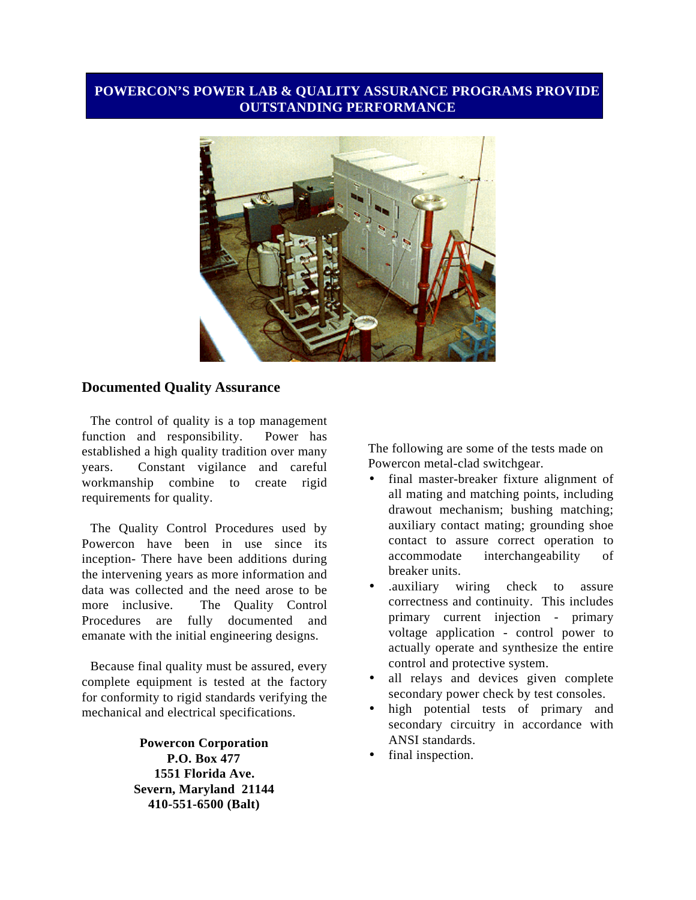# POWERCON'S POWER LAB & QUALITY ASSURANCE PROGRAMS PROVIDE OUTSTANDING PERFORMANCE

## Documented Quality Assurance

The control of quality is a top management function and responsibility. Power has established a high quality tradition over many years. Constant vigilance and careful workmanship combine to create rigid requirements for quality.

The Quality Control Procedures used by Powercon have been in use since its inception- There have been additions during the intervening years as more information and data was collected and the need arose to be more inclusive. The Quality Control Procedures are fully documented and emanate with the initial engineering designs.

Because final quality must be assured, every complete equipment is tested at the factory for conformity to rigid standards verifying the mechanical and electrical specifications.

**Powercon Corporation**
**P.O. Box 477**
**1551 Florida Ave.**
**Severn, Maryland 21144**
**410-551-6500 (Balt)**

The following are some of the tests made on Powercon metal-clad switchgear.

- final master-breaker fixture alignment of all mating and matching points, including drawout mechanism; bushing matching; auxiliary contact mating; grounding shoe contact to assure correct operation to accommodate interchangeability of breaker units.
- .auxiliary wiring check to assure correctness and continuity. This includes primary current injection - primary voltage application - control power to actually operate and synthesize the entire control and protective system.
- all relays and devices given complete secondary power check by test consoles.
- high potential tests of primary and secondary circuitry in accordance with ANSI standards.
- final inspection.